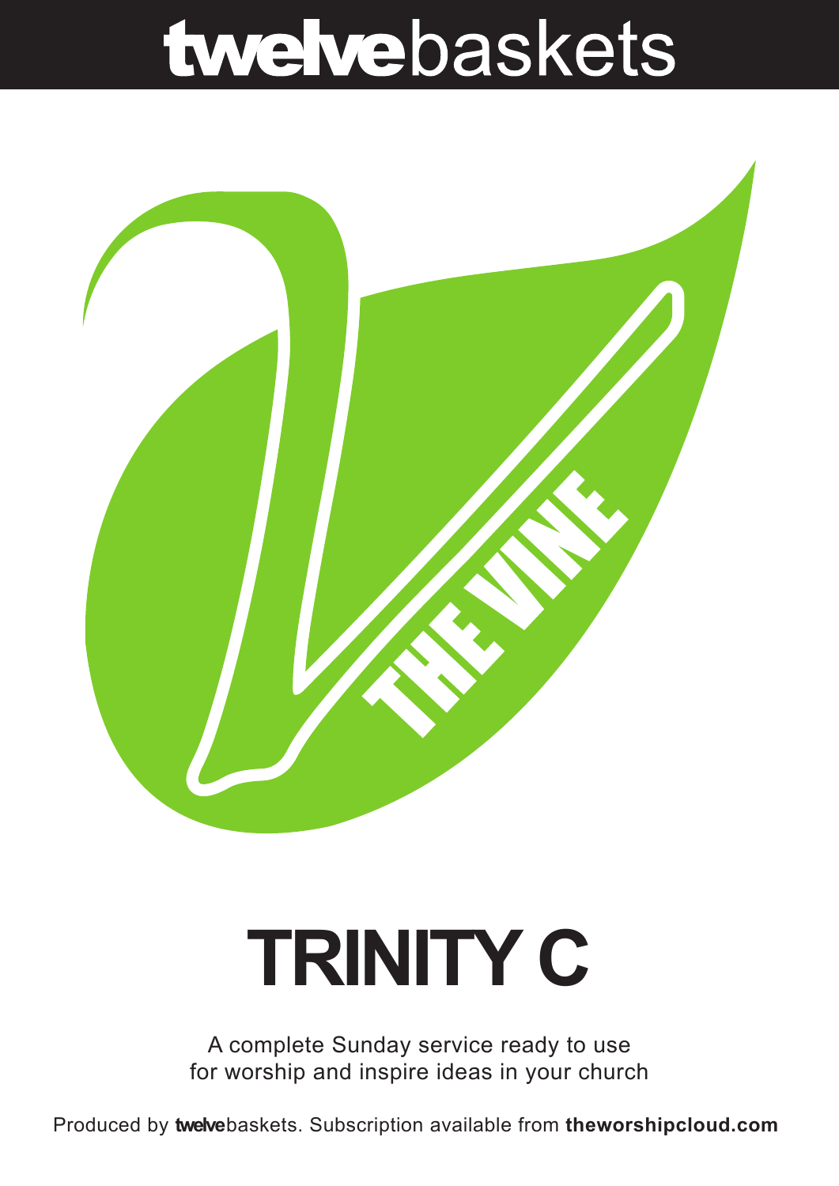# twelvebaskets

THE VINE

# TRINITY C

A complete Sunday service ready to use for worship and inspire ideas in your church

Produced by **twelve**baskets. Subscription available from **theworshipcloud.com**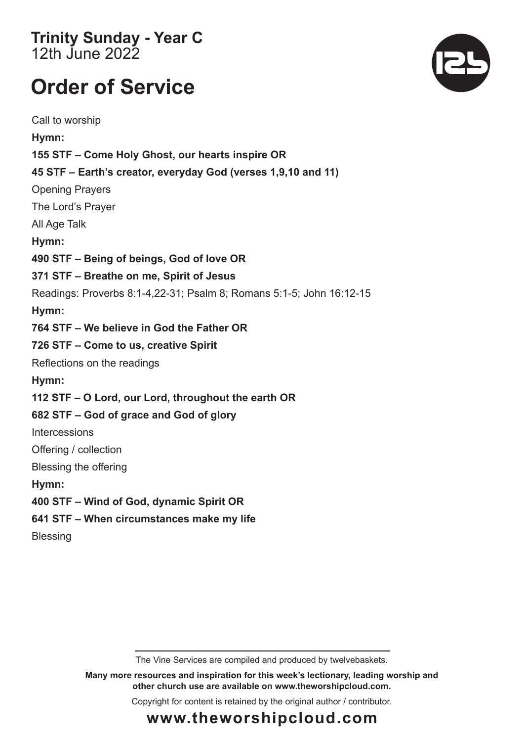**Trinity Sunday - Year C**
12th June 2022

# Order of Service

Call to worship

**Hymn:**

**155 STF – Come Holy Ghost, our hearts inspire OR**

**45 STF – Earth's creator, everyday God (verses 1,9,10 and 11)**

Opening Prayers

The Lord's Prayer

All Age Talk

**Hymn:**

**490 STF – Being of beings, God of love OR**

**371 STF – Breathe on me, Spirit of Jesus**

Readings: Proverbs 8:1-4,22-31; Psalm 8; Romans 5:1-5; John 16:12-15

**Hymn:**

**764 STF – We believe in God the Father OR**

**726 STF – Come to us, creative Spirit**

Reflections on the readings

**Hymn:**

**112 STF – O Lord, our Lord, throughout the earth OR**

**682 STF – God of grace and God of glory**

Intercessions

Offering / collection

Blessing the offering

**Hymn:**

**400 STF – Wind of God, dynamic Spirit OR**

**641 STF – When circumstances make my life**

Blessing

---

The Vine Services are compiled and produced by twelvebaskets.

**Many more resources and inspiration for this week's lectionary, leading worship and other church use are available on www.theworshipcloud.com.**

Copyright for content is retained by the original author / contributor.

**www.theworshipcloud.com**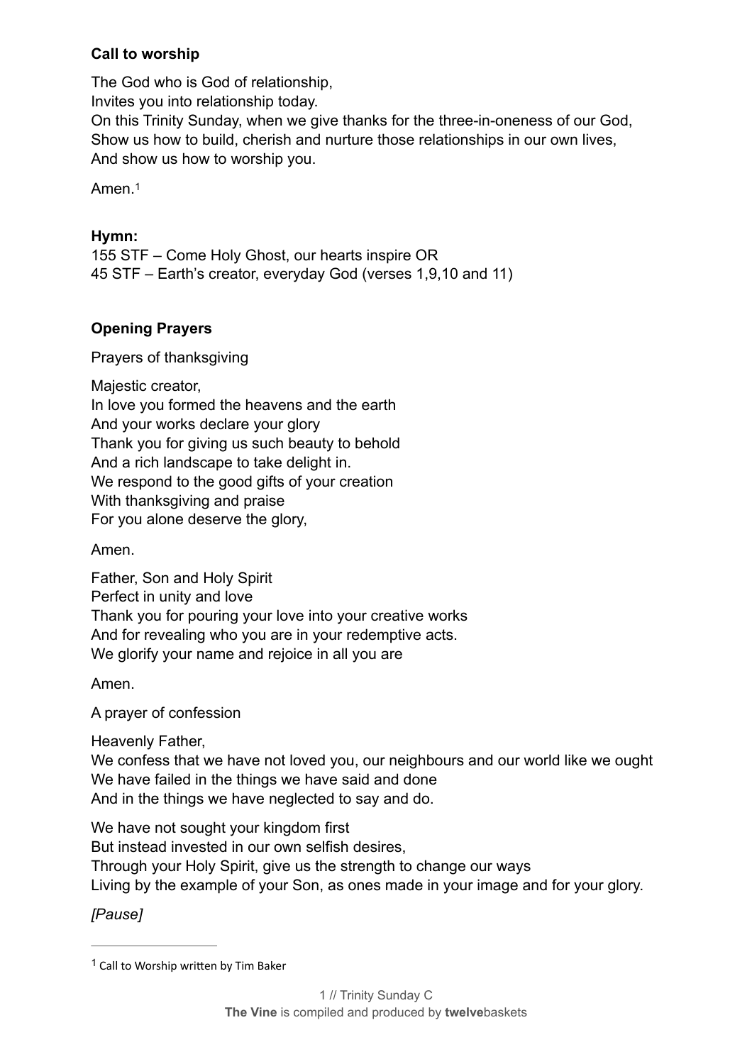**Call to worship**

The God who is God of relationship,
Invites you into relationship today.
On this Trinity Sunday, when we give thanks for the three-in-oneness of our God,
Show us how to build, cherish and nurture those relationships in our own lives,
And show us how to worship you.

Amen.[1]

**Hymn:**
155 STF – Come Holy Ghost, our hearts inspire OR
45 STF – Earth's creator, everyday God (verses 1,9,10 and 11)

**Opening Prayers**

Prayers of thanksgiving

Majestic creator,
In love you formed the heavens and the earth
And your works declare your glory
Thank you for giving us such beauty to behold
And a rich landscape to take delight in.
We respond to the good gifts of your creation
With thanksgiving and praise
For you alone deserve the glory,

Amen.

Father, Son and Holy Spirit
Perfect in unity and love
Thank you for pouring your love into your creative works
And for revealing who you are in your redemptive acts.
We glorify your name and rejoice in all you are

Amen.

A prayer of confession

Heavenly Father,
We confess that we have not loved you, our neighbours and our world like we ought
We have failed in the things we have said and done
And in the things we have neglected to say and do.

We have not sought your kingdom first
But instead invested in our own selfish desires,
Through your Holy Spirit, give us the strength to change our ways
Living by the example of your Son, as ones made in your image and for your glory.

*[Pause]*

---

[1] Call to Worship written by Tim Baker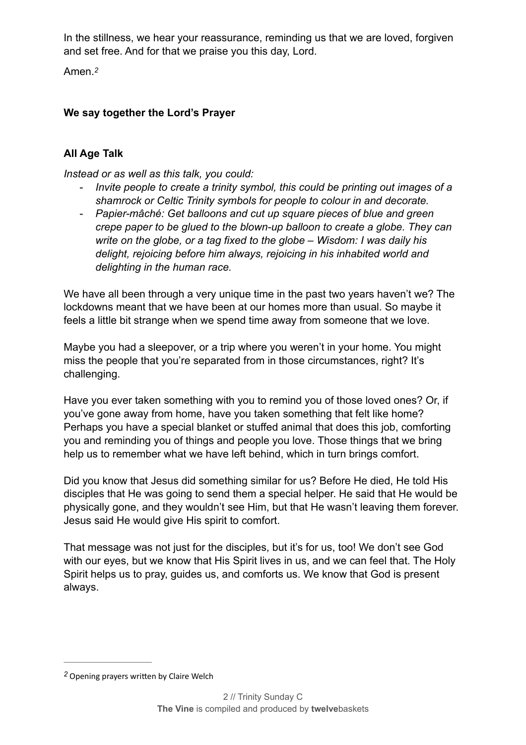In the stillness, we hear your reassurance, reminding us that we are loved, forgiven and set free. And for that we praise you this day, Lord.

Amen.[2]

**We say together the Lord's Prayer**

**All Age Talk**

*Instead or as well as this talk, you could:*

- *Invite people to create a trinity symbol, this could be printing out images of a shamrock or Celtic Trinity symbols for people to colour in and decorate.*
- *Papier-mâché: Get balloons and cut up square pieces of blue and green crepe paper to be glued to the blown-up balloon to create a globe. They can write on the globe, or a tag fixed to the globe – Wisdom: I was daily his delight, rejoicing before him always, rejoicing in his inhabited world and delighting in the human race.*

We have all been through a very unique time in the past two years haven't we? The lockdowns meant that we have been at our homes more than usual. So maybe it feels a little bit strange when we spend time away from someone that we love.

Maybe you had a sleepover, or a trip where you weren't in your home. You might miss the people that you're separated from in those circumstances, right? It's challenging.

Have you ever taken something with you to remind you of those loved ones? Or, if you've gone away from home, have you taken something that felt like home? Perhaps you have a special blanket or stuffed animal that does this job, comforting you and reminding you of things and people you love. Those things that we bring help us to remember what we have left behind, which in turn brings comfort.

Did you know that Jesus did something similar for us? Before He died, He told His disciples that He was going to send them a special helper. He said that He would be physically gone, and they wouldn't see Him, but that He wasn't leaving them forever. Jesus said He would give His spirit to comfort.

That message was not just for the disciples, but it's for us, too! We don't see God with our eyes, but we know that His Spirit lives in us, and we can feel that. The Holy Spirit helps us to pray, guides us, and comforts us. We know that God is present always.

---

[2] Opening prayers written by Claire Welch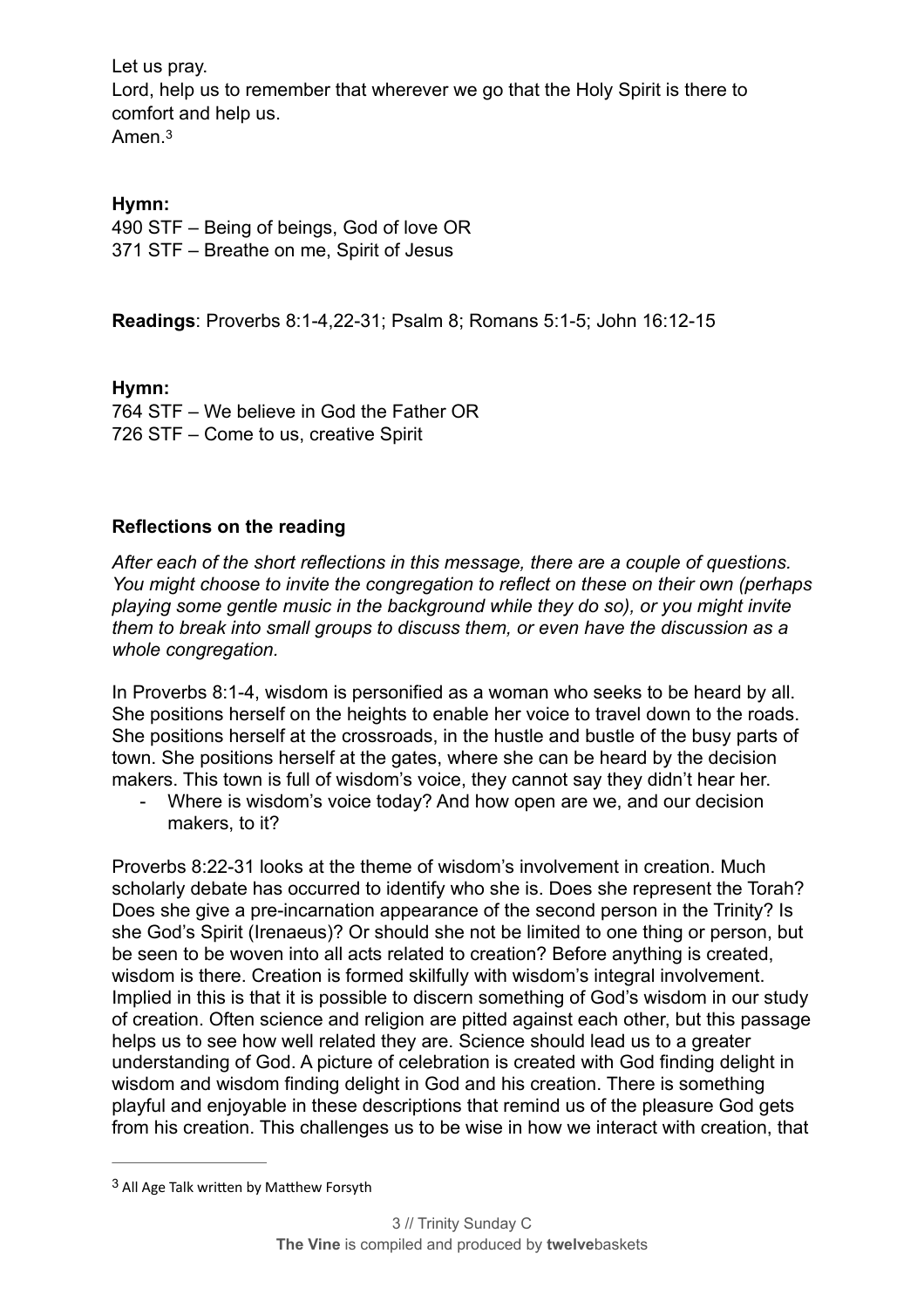Let us pray.
Lord, help us to remember that wherever we go that the Holy Spirit is there to comfort and help us.
Amen.[3]

**Hymn:**
490 STF – Being of beings, God of love OR
371 STF – Breathe on me, Spirit of Jesus

**Readings**: Proverbs 8:1-4,22-31; Psalm 8; Romans 5:1-5; John 16:12-15

**Hymn:**
764 STF – We believe in God the Father OR
726 STF – Come to us, creative Spirit

**Reflections on the reading**

*After each of the short reflections in this message, there are a couple of questions. You might choose to invite the congregation to reflect on these on their own (perhaps playing some gentle music in the background while they do so), or you might invite them to break into small groups to discuss them, or even have the discussion as a whole congregation.*

In Proverbs 8:1-4, wisdom is personified as a woman who seeks to be heard by all. She positions herself on the heights to enable her voice to travel down to the roads. She positions herself at the crossroads, in the hustle and bustle of the busy parts of town. She positions herself at the gates, where she can be heard by the decision makers. This town is full of wisdom's voice, they cannot say they didn't hear her.

- Where is wisdom's voice today? And how open are we, and our decision makers, to it?

Proverbs 8:22-31 looks at the theme of wisdom's involvement in creation. Much scholarly debate has occurred to identify who she is. Does she represent the Torah? Does she give a pre-incarnation appearance of the second person in the Trinity? Is she God's Spirit (Irenaeus)? Or should she not be limited to one thing or person, but be seen to be woven into all acts related to creation? Before anything is created, wisdom is there. Creation is formed skilfully with wisdom's integral involvement. Implied in this is that it is possible to discern something of God's wisdom in our study of creation. Often science and religion are pitted against each other, but this passage helps us to see how well related they are. Science should lead us to a greater understanding of God. A picture of celebration is created with God finding delight in wisdom and wisdom finding delight in God and his creation. There is something playful and enjoyable in these descriptions that remind us of the pleasure God gets from his creation. This challenges us to be wise in how we interact with creation, that

---

[3] All Age Talk written by Matthew Forsyth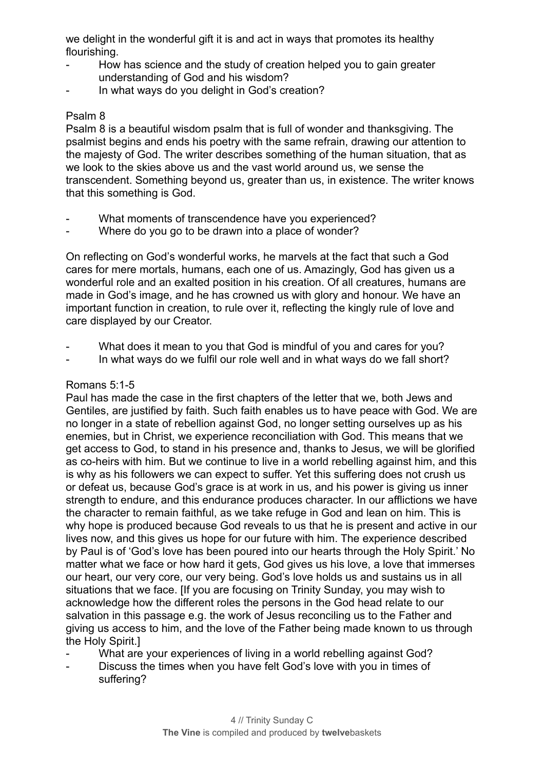we delight in the wonderful gift it is and act in ways that promotes its healthy flourishing.

- How has science and the study of creation helped you to gain greater understanding of God and his wisdom?
- In what ways do you delight in God's creation?

Psalm 8

Psalm 8 is a beautiful wisdom psalm that is full of wonder and thanksgiving. The psalmist begins and ends his poetry with the same refrain, drawing our attention to the majesty of God. The writer describes something of the human situation, that as we look to the skies above us and the vast world around us, we sense the transcendent. Something beyond us, greater than us, in existence. The writer knows that this something is God.

- What moments of transcendence have you experienced?
- Where do you go to be drawn into a place of wonder?

On reflecting on God's wonderful works, he marvels at the fact that such a God cares for mere mortals, humans, each one of us. Amazingly, God has given us a wonderful role and an exalted position in his creation. Of all creatures, humans are made in God's image, and he has crowned us with glory and honour. We have an important function in creation, to rule over it, reflecting the kingly rule of love and care displayed by our Creator.

- What does it mean to you that God is mindful of you and cares for you?
- In what ways do we fulfil our role well and in what ways do we fall short?

Romans 5:1-5

Paul has made the case in the first chapters of the letter that we, both Jews and Gentiles, are justified by faith. Such faith enables us to have peace with God. We are no longer in a state of rebellion against God, no longer setting ourselves up as his enemies, but in Christ, we experience reconciliation with God. This means that we get access to God, to stand in his presence and, thanks to Jesus, we will be glorified as co-heirs with him. But we continue to live in a world rebelling against him, and this is why as his followers we can expect to suffer. Yet this suffering does not crush us or defeat us, because God's grace is at work in us, and his power is giving us inner strength to endure, and this endurance produces character. In our afflictions we have the character to remain faithful, as we take refuge in God and lean on him. This is why hope is produced because God reveals to us that he is present and active in our lives now, and this gives us hope for our future with him. The experience described by Paul is of 'God's love has been poured into our hearts through the Holy Spirit.' No matter what we face or how hard it gets, God gives us his love, a love that immerses our heart, our very core, our very being. God's love holds us and sustains us in all situations that we face. [If you are focusing on Trinity Sunday, you may wish to acknowledge how the different roles the persons in the God head relate to our salvation in this passage e.g. the work of Jesus reconciling us to the Father and giving us access to him, and the love of the Father being made known to us through the Holy Spirit.]

- What are your experiences of living in a world rebelling against God?
- Discuss the times when you have felt God's love with you in times of suffering?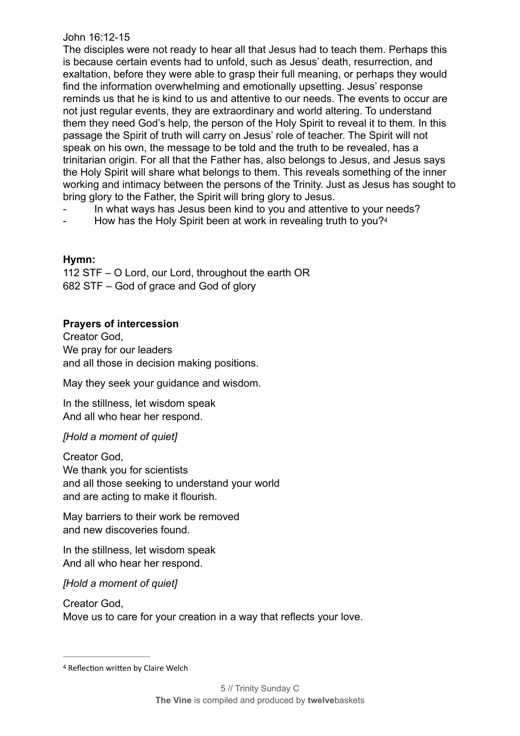John 16:12-15

The disciples were not ready to hear all that Jesus had to teach them. Perhaps this is because certain events had to unfold, such as Jesus' death, resurrection, and exaltation, before they were able to grasp their full meaning, or perhaps they would find the information overwhelming and emotionally upsetting. Jesus' response reminds us that he is kind to us and attentive to our needs. The events to occur are not just regular events, they are extraordinary and world altering. To understand them they need God's help, the person of the Holy Spirit to reveal it to them. In this passage the Spirit of truth will carry on Jesus' role of teacher. The Spirit will not speak on his own, the message to be told and the truth to be revealed, has a trinitarian origin. For all that the Father has, also belongs to Jesus, and Jesus says the Holy Spirit will share what belongs to them. This reveals something of the inner working and intimacy between the persons of the Trinity. Just as Jesus has sought to bring glory to the Father, the Spirit will bring glory to Jesus.

- In what ways has Jesus been kind to you and attentive to your needs?
- How has the Holy Spirit been at work in revealing truth to you?[4]

**Hymn:**

112 STF – O Lord, our Lord, throughout the earth OR
682 STF – God of grace and God of glory

**Prayers of intercession**

Creator God,
We pray for our leaders
and all those in decision making positions.

May they seek your guidance and wisdom.

In the stillness, let wisdom speak
And all who hear her respond.

*[Hold a moment of quiet]*

Creator God,
We thank you for scientists
and all those seeking to understand your world
and are acting to make it flourish.

May barriers to their work be removed
and new discoveries found.

In the stillness, let wisdom speak
And all who hear her respond.

*[Hold a moment of quiet]*

Creator God,
Move us to care for your creation in a way that reflects your love.

---

[4] Reflection written by Claire Welch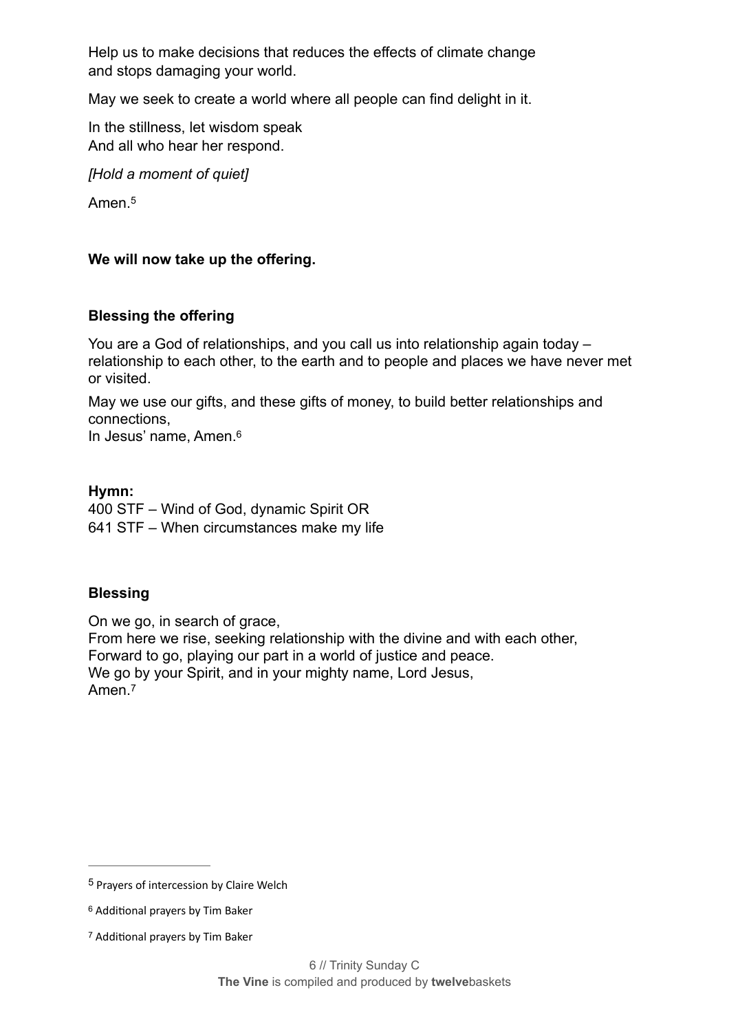Help us to make decisions that reduces the effects of climate change
and stops damaging your world.

May we seek to create a world where all people can find delight in it.

In the stillness, let wisdom speak
And all who hear her respond.

*[Hold a moment of quiet]*

Amen.[5]

**We will now take up the offering.**

**Blessing the offering**

You are a God of relationships, and you call us into relationship again today – relationship to each other, to the earth and to people and places we have never met or visited.

May we use our gifts, and these gifts of money, to build better relationships and connections,
In Jesus' name, Amen.[6]

**Hymn:**
400 STF – Wind of God, dynamic Spirit OR
641 STF – When circumstances make my life

**Blessing**

On we go, in search of grace,
From here we rise, seeking relationship with the divine and with each other,
Forward to go, playing our part in a world of justice and peace.
We go by your Spirit, and in your mighty name, Lord Jesus,
Amen.[7]

---

[5] Prayers of intercession by Claire Welch

[6] Additional prayers by Tim Baker

[7] Additional prayers by Tim Baker